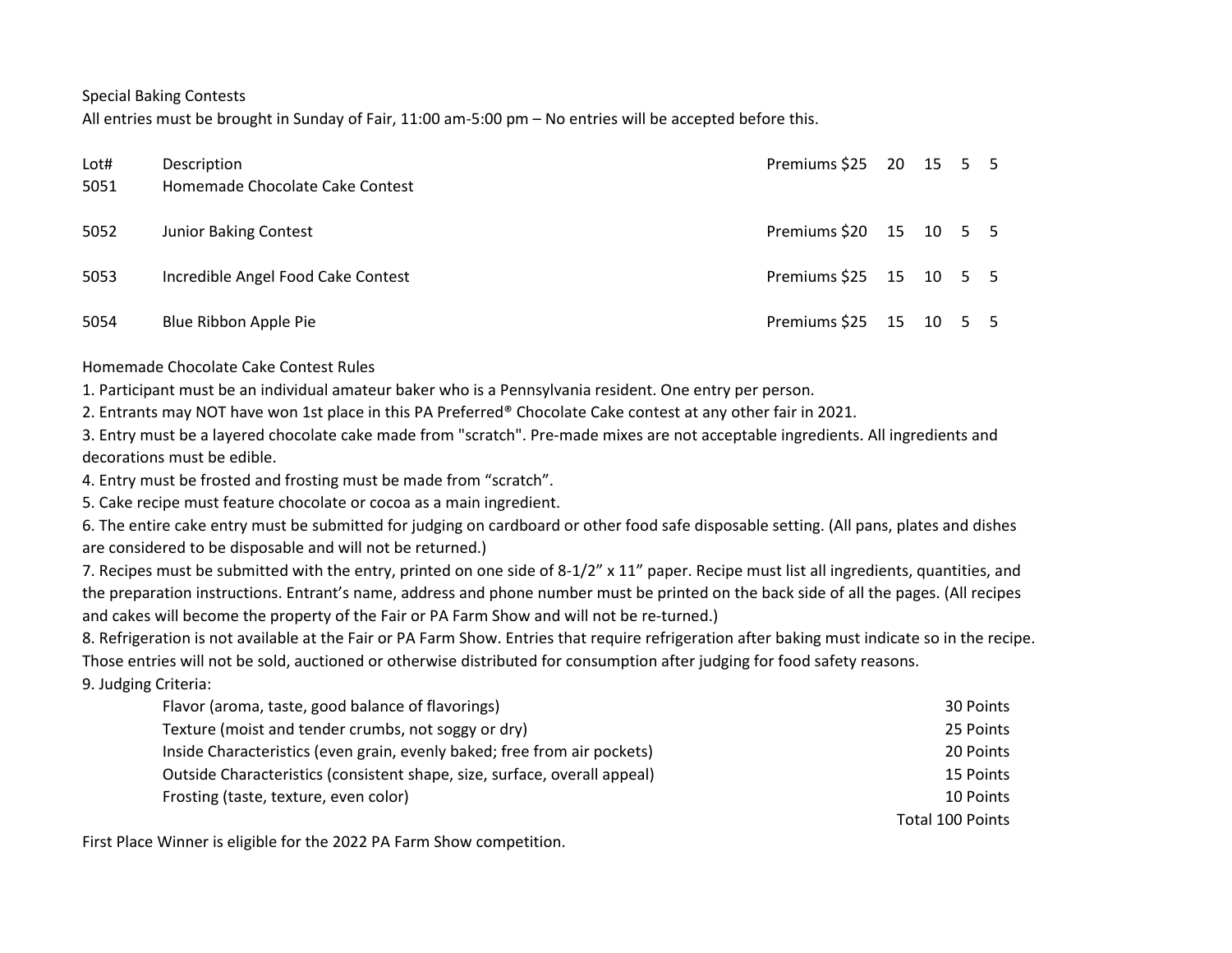Special Baking Contests

All entries must be brought in Sunday of Fair, 11:00 am-5:00 pm – No entries will be accepted before this.

| Lot# | Description | Premiums | | | | |
|---|---|---|---|---|---|---|
| 5051 | Homemade Chocolate Cake Contest | $25 | 20 | 15 | 5 | 5 |
| 5052 | Junior Baking Contest | $20 | 15 | 10 | 5 | 5 |
| 5053 | Incredible Angel Food Cake Contest | $25 | 15 | 10 | 5 | 5 |
| 5054 | Blue Ribbon Apple Pie | $25 | 15 | 10 | 5 | 5 |

Homemade Chocolate Cake Contest Rules

1. Participant must be an individual amateur baker who is a Pennsylvania resident. One entry per person.
2. Entrants may NOT have won 1st place in this PA Preferred® Chocolate Cake contest at any other fair in 2021.
3. Entry must be a layered chocolate cake made from "scratch". Pre-made mixes are not acceptable ingredients. All ingredients and decorations must be edible.
4. Entry must be frosted and frosting must be made from "scratch".
5. Cake recipe must feature chocolate or cocoa as a main ingredient.
6. The entire cake entry must be submitted for judging on cardboard or other food safe disposable setting. (All pans, plates and dishes are considered to be disposable and will not be returned.)
7. Recipes must be submitted with the entry, printed on one side of 8-1/2" x 11" paper. Recipe must list all ingredients, quantities, and the preparation instructions. Entrant's name, address and phone number must be printed on the back side of all the pages. (All recipes and cakes will become the property of the Fair or PA Farm Show and will not be re-turned.)
8. Refrigeration is not available at the Fair or PA Farm Show. Entries that require refrigeration after baking must indicate so in the recipe. Those entries will not be sold, auctioned or otherwise distributed for consumption after judging for food safety reasons.
9. Judging Criteria:

| Criteria | Points |
|---|---|
| Flavor (aroma, taste, good balance of flavorings) | 30 Points |
| Texture (moist and tender crumbs, not soggy or dry) | 25 Points |
| Inside Characteristics (even grain, evenly baked; free from air pockets) | 20 Points |
| Outside Characteristics (consistent shape, size, surface, overall appeal) | 15 Points |
| Frosting (taste, texture, even color) | 10 Points |
| | Total 100 Points |

First Place Winner is eligible for the 2022 PA Farm Show competition.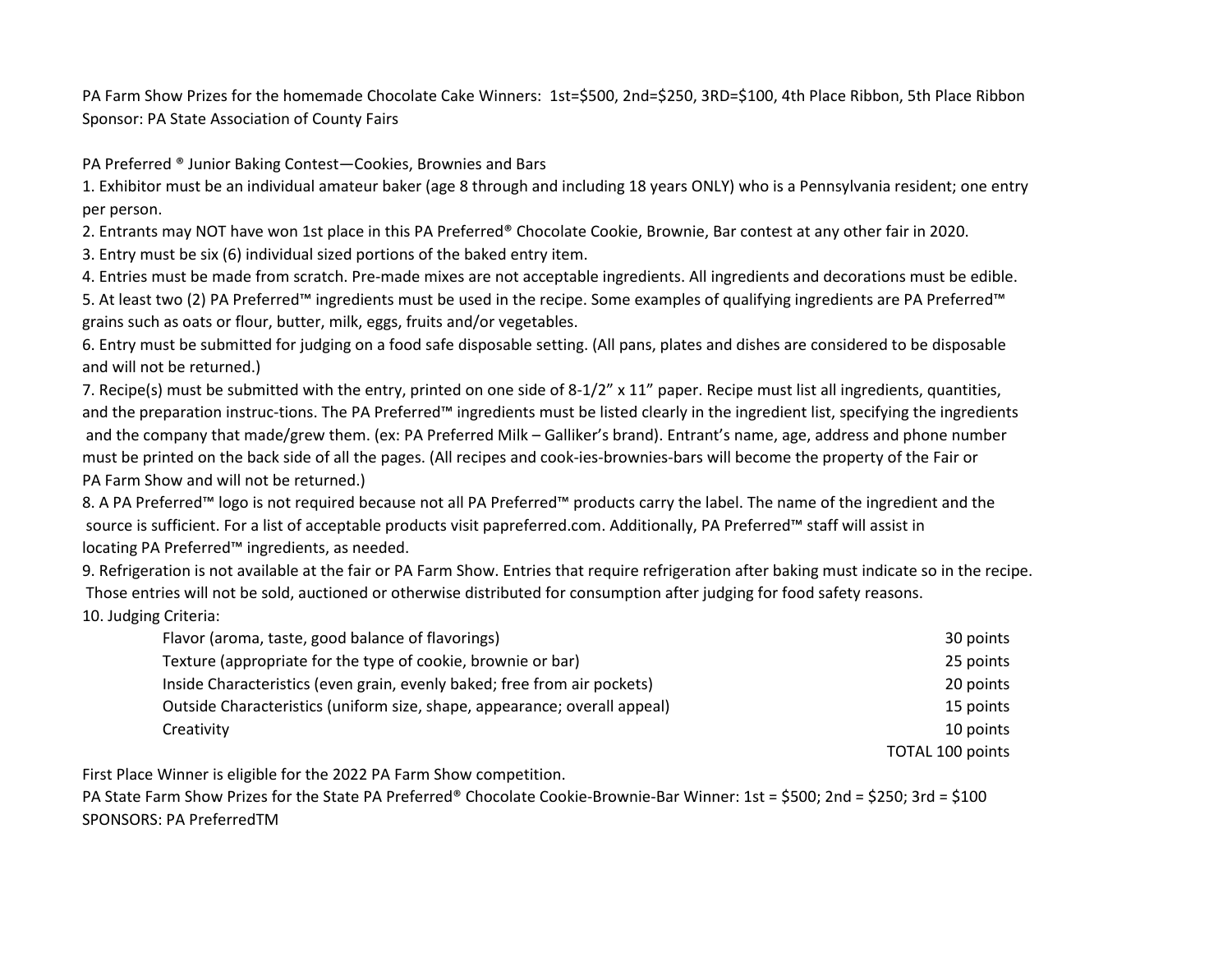PA Farm Show Prizes for the homemade Chocolate Cake Winners: 1st=$500, 2nd=$250, 3RD=$100, 4th Place Ribbon, 5th Place Ribbon
Sponsor: PA State Association of County Fairs

PA Preferred ® Junior Baking Contest—Cookies, Brownies and Bars

1. Exhibitor must be an individual amateur baker (age 8 through and including 18 years ONLY) who is a Pennsylvania resident; one entry per person.
2. Entrants may NOT have won 1st place in this PA Preferred® Chocolate Cookie, Brownie, Bar contest at any other fair in 2020.
3. Entry must be six (6) individual sized portions of the baked entry item.
4. Entries must be made from scratch. Pre-made mixes are not acceptable ingredients. All ingredients and decorations must be edible.
5. At least two (2) PA Preferred™ ingredients must be used in the recipe. Some examples of qualifying ingredients are PA Preferred™ grains such as oats or flour, butter, milk, eggs, fruits and/or vegetables.
6. Entry must be submitted for judging on a food safe disposable setting. (All pans, plates and dishes are considered to be disposable and will not be returned.)
7. Recipe(s) must be submitted with the entry, printed on one side of 8-1/2” x 11” paper. Recipe must list all ingredients, quantities, and the preparation instruc-tions. The PA Preferred™ ingredients must be listed clearly in the ingredient list, specifying the ingredients and the company that made/grew them. (ex: PA Preferred Milk – Galliker’s brand). Entrant’s name, age, address and phone number must be printed on the back side of all the pages. (All recipes and cook-ies-brownies-bars will become the property of the Fair or PA Farm Show and will not be returned.)
8. A PA Preferred™ logo is not required because not all PA Preferred™ products carry the label. The name of the ingredient and the source is sufficient. For a list of acceptable products visit papreferred.com. Additionally, PA Preferred™ staff will assist in locating PA Preferred™ ingredients, as needed.
9. Refrigeration is not available at the fair or PA Farm Show. Entries that require refrigeration after baking must indicate so in the recipe. Those entries will not be sold, auctioned or otherwise distributed for consumption after judging for food safety reasons.
10. Judging Criteria:

| | |
|---|---|
| Flavor (aroma, taste, good balance of flavorings) | 30 points |
| Texture (appropriate for the type of cookie, brownie or bar) | 25 points |
| Inside Characteristics (even grain, evenly baked; free from air pockets) | 20 points |
| Outside Characteristics (uniform size, shape, appearance; overall appeal) | 15 points |
| Creativity | 10 points |
| | TOTAL 100 points |

First Place Winner is eligible for the 2022 PA Farm Show competition.

PA State Farm Show Prizes for the State PA Preferred® Chocolate Cookie-Brownie-Bar Winner: 1st = $500; 2nd = $250; 3rd = $100

SPONSORS: PA PreferredTM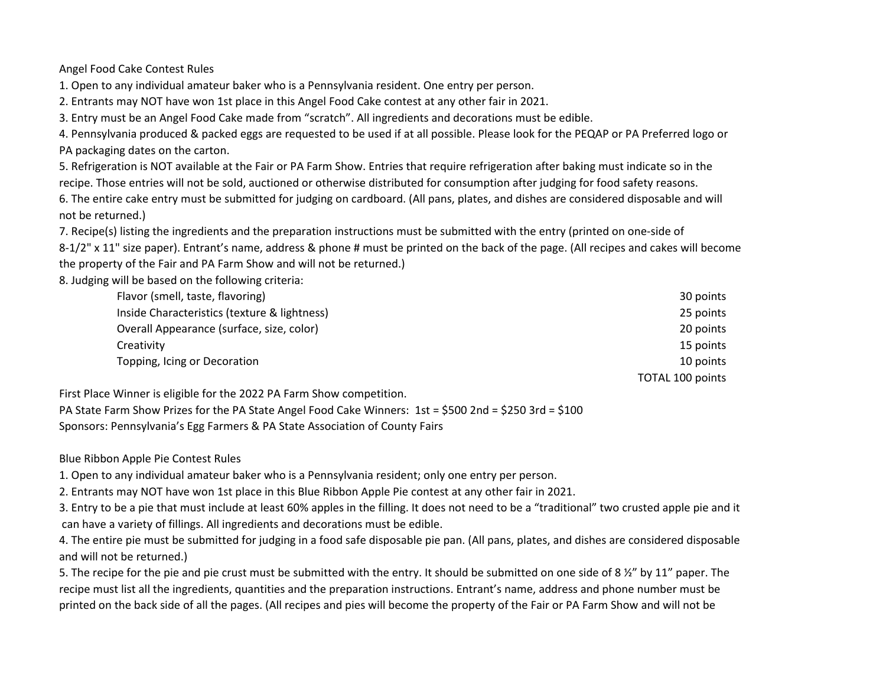## Angel Food Cake Contest Rules

1. Open to any individual amateur baker who is a Pennsylvania resident. One entry per person.
2. Entrants may NOT have won 1st place in this Angel Food Cake contest at any other fair in 2021.
3. Entry must be an Angel Food Cake made from "scratch". All ingredients and decorations must be edible.
4. Pennsylvania produced & packed eggs are requested to be used if at all possible. Please look for the PEQAP or PA Preferred logo or PA packaging dates on the carton.
5. Refrigeration is NOT available at the Fair or PA Farm Show. Entries that require refrigeration after baking must indicate so in the recipe. Those entries will not be sold, auctioned or otherwise distributed for consumption after judging for food safety reasons.
6. The entire cake entry must be submitted for judging on cardboard. (All pans, plates, and dishes are considered disposable and will not be returned.)
7. Recipe(s) listing the ingredients and the preparation instructions must be submitted with the entry (printed on one-side of 8-1/2" x 11" size paper). Entrant's name, address & phone # must be printed on the back of the page. (All recipes and cakes will become the property of the Fair and PA Farm Show and will not be returned.)
8. Judging will be based on the following criteria:

| Criteria | Points |
|---|---|
| Flavor (smell, taste, flavoring) | 30 points |
| Inside Characteristics (texture & lightness) | 25 points |
| Overall Appearance (surface, size, color) | 20 points |
| Creativity | 15 points |
| Topping, Icing or Decoration | 10 points |
| | TOTAL 100 points |

First Place Winner is eligible for the 2022 PA Farm Show competition.

PA State Farm Show Prizes for the PA State Angel Food Cake Winners: 1st = $500 2nd = $250 3rd = $100

Sponsors: Pennsylvania's Egg Farmers & PA State Association of County Fairs

## Blue Ribbon Apple Pie Contest Rules

1. Open to any individual amateur baker who is a Pennsylvania resident; only one entry per person.
2. Entrants may NOT have won 1st place in this Blue Ribbon Apple Pie contest at any other fair in 2021.
3. Entry to be a pie that must include at least 60% apples in the filling. It does not need to be a "traditional" two crusted apple pie and it can have a variety of fillings. All ingredients and decorations must be edible.
4. The entire pie must be submitted for judging in a food safe disposable pie pan. (All pans, plates, and dishes are considered disposable and will not be returned.)
5. The recipe for the pie and pie crust must be submitted with the entry. It should be submitted on one side of 8 ½" by 11" paper. The recipe must list all the ingredients, quantities and the preparation instructions. Entrant's name, address and phone number must be printed on the back side of all the pages. (All recipes and pies will become the property of the Fair or PA Farm Show and will not be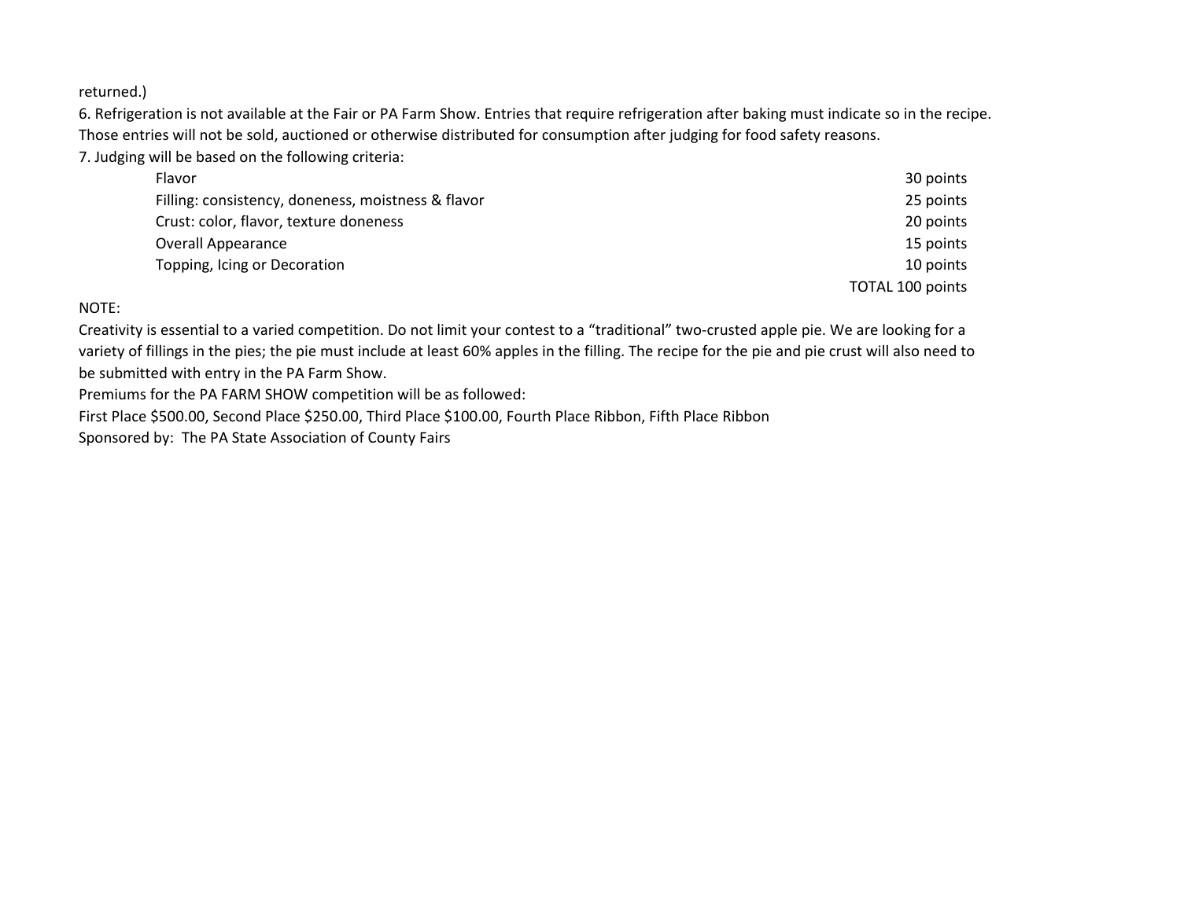returned.)

6. Refrigeration is not available at the Fair or PA Farm Show. Entries that require refrigeration after baking must indicate so in the recipe. Those entries will not be sold, auctioned or otherwise distributed for consumption after judging for food safety reasons.

7. Judging will be based on the following criteria:

| | |
|---|---|
| Flavor | 30 points |
| Filling: consistency, doneness, moistness & flavor | 25 points |
| Crust: color, flavor, texture doneness | 20 points |
| Overall Appearance | 15 points |
| Topping, Icing or Decoration | 10 points |
| | TOTAL 100 points |

NOTE:

Creativity is essential to a varied competition. Do not limit your contest to a "traditional" two-crusted apple pie. We are looking for a variety of fillings in the pies; the pie must include at least 60% apples in the filling. The recipe for the pie and pie crust will also need to be submitted with entry in the PA Farm Show.

Premiums for the PA FARM SHOW competition will be as followed:

First Place $500.00, Second Place $250.00, Third Place $100.00, Fourth Place Ribbon, Fifth Place Ribbon

Sponsored by: The PA State Association of County Fairs